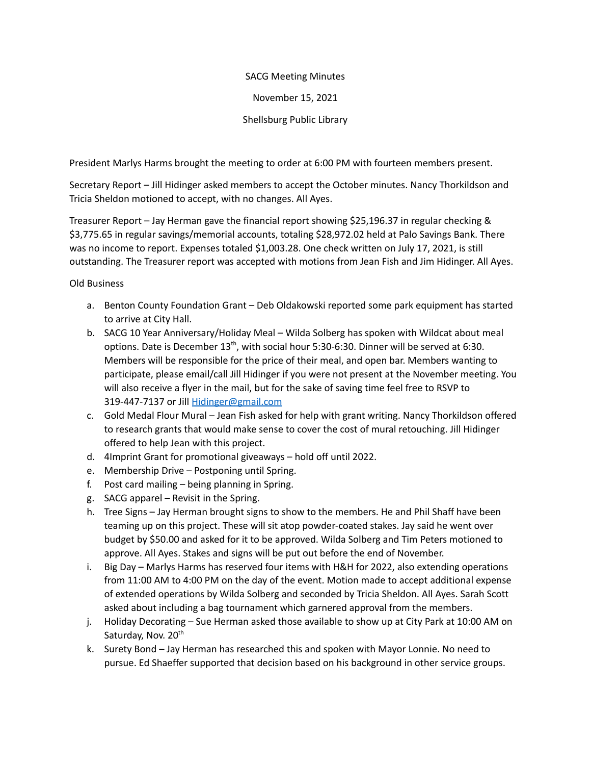SACG Meeting Minutes

November 15, 2021

Shellsburg Public Library

President Marlys Harms brought the meeting to order at 6:00 PM with fourteen members present.

Secretary Report – Jill Hidinger asked members to accept the October minutes. Nancy Thorkildson and Tricia Sheldon motioned to accept, with no changes. All Ayes.

Treasurer Report – Jay Herman gave the financial report showing $25,196.37 in regular checking & $3,775.65 in regular savings/memorial accounts, totaling $28,972.02 held at Palo Savings Bank. There was no income to report. Expenses totaled $1,003.28. One check written on July 17, 2021, is still outstanding. The Treasurer report was accepted with motions from Jean Fish and Jim Hidinger. All Ayes.

Old Business

a. Benton County Foundation Grant – Deb Oldakowski reported some park equipment has started to arrive at City Hall.
b. SACG 10 Year Anniversary/Holiday Meal – Wilda Solberg has spoken with Wildcat about meal options. Date is December 13th, with social hour 5:30-6:30. Dinner will be served at 6:30. Members will be responsible for the price of their meal, and open bar. Members wanting to participate, please email/call Jill Hidinger if you were not present at the November meeting. You will also receive a flyer in the mail, but for the sake of saving time feel free to RSVP to 319-447-7137 or Jill Hidinger@gmail.com
c. Gold Medal Flour Mural – Jean Fish asked for help with grant writing. Nancy Thorkildson offered to research grants that would make sense to cover the cost of mural retouching. Jill Hidinger offered to help Jean with this project.
d. 4Imprint Grant for promotional giveaways – hold off until 2022.
e. Membership Drive – Postponing until Spring.
f. Post card mailing – being planning in Spring.
g. SACG apparel – Revisit in the Spring.
h. Tree Signs – Jay Herman brought signs to show to the members. He and Phil Shaff have been teaming up on this project. These will sit atop powder-coated stakes. Jay said he went over budget by $50.00 and asked for it to be approved. Wilda Solberg and Tim Peters motioned to approve. All Ayes. Stakes and signs will be put out before the end of November.
i. Big Day – Marlys Harms has reserved four items with H&H for 2022, also extending operations from 11:00 AM to 4:00 PM on the day of the event. Motion made to accept additional expense of extended operations by Wilda Solberg and seconded by Tricia Sheldon. All Ayes. Sarah Scott asked about including a bag tournament which garnered approval from the members.
j. Holiday Decorating – Sue Herman asked those available to show up at City Park at 10:00 AM on Saturday, Nov. 20th
k. Surety Bond – Jay Herman has researched this and spoken with Mayor Lonnie. No need to pursue. Ed Shaeffer supported that decision based on his background in other service groups.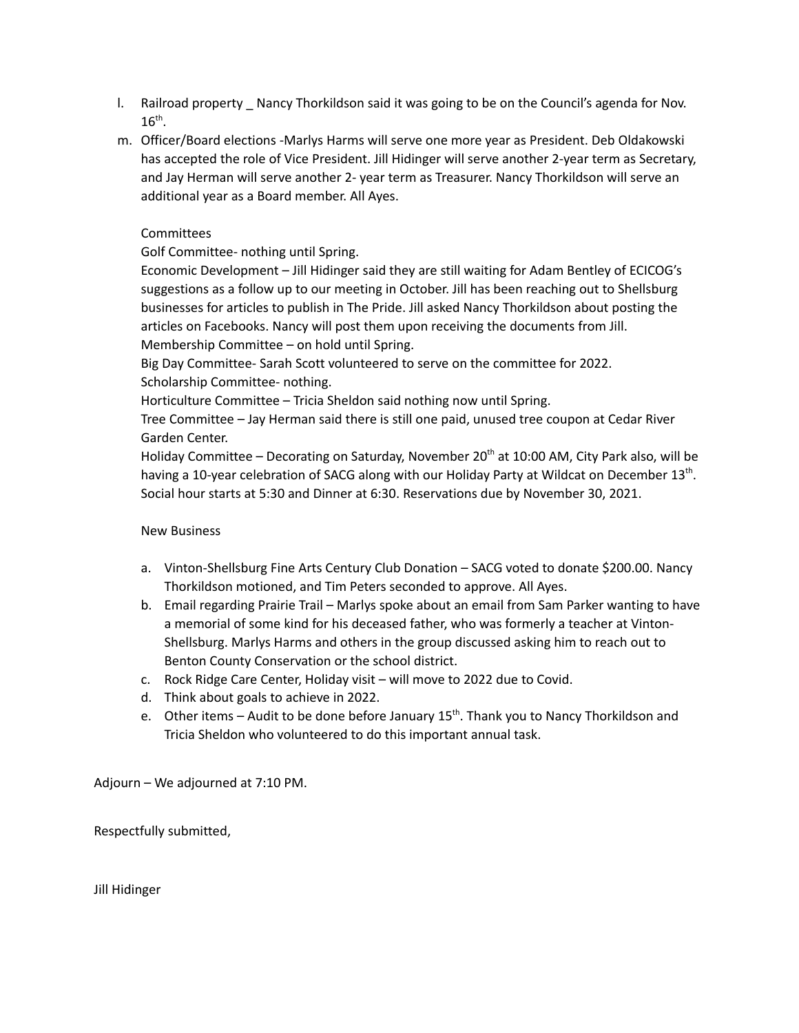l. Railroad property _ Nancy Thorkildson said it was going to be on the Council's agenda for Nov. 16th.
m. Officer/Board elections -Marlys Harms will serve one more year as President. Deb Oldakowski has accepted the role of Vice President. Jill Hidinger will serve another 2-year term as Secretary, and Jay Herman will serve another 2- year term as Treasurer. Nancy Thorkildson will serve an additional year as a Board member. All Ayes.

Committees

Golf Committee- nothing until Spring.

Economic Development – Jill Hidinger said they are still waiting for Adam Bentley of ECICOG's suggestions as a follow up to our meeting in October. Jill has been reaching out to Shellsburg businesses for articles to publish in The Pride. Jill asked Nancy Thorkildson about posting the articles on Facebooks. Nancy will post them upon receiving the documents from Jill.

Membership Committee – on hold until Spring.

Big Day Committee- Sarah Scott volunteered to serve on the committee for 2022.

Scholarship Committee- nothing.

Horticulture Committee – Tricia Sheldon said nothing now until Spring.

Tree Committee – Jay Herman said there is still one paid, unused tree coupon at Cedar River Garden Center.

Holiday Committee – Decorating on Saturday, November 20th at 10:00 AM, City Park also, will be having a 10-year celebration of SACG along with our Holiday Party at Wildcat on December 13th. Social hour starts at 5:30 and Dinner at 6:30. Reservations due by November 30, 2021.

New Business

a. Vinton-Shellsburg Fine Arts Century Club Donation – SACG voted to donate $200.00. Nancy Thorkildson motioned, and Tim Peters seconded to approve. All Ayes.
b. Email regarding Prairie Trail – Marlys spoke about an email from Sam Parker wanting to have a memorial of some kind for his deceased father, who was formerly a teacher at Vinton-Shellsburg. Marlys Harms and others in the group discussed asking him to reach out to Benton County Conservation or the school district.
c. Rock Ridge Care Center, Holiday visit – will move to 2022 due to Covid.
d. Think about goals to achieve in 2022.
e. Other items – Audit to be done before January 15th. Thank you to Nancy Thorkildson and Tricia Sheldon who volunteered to do this important annual task.

Adjourn – We adjourned at 7:10 PM.

Respectfully submitted,

Jill Hidinger